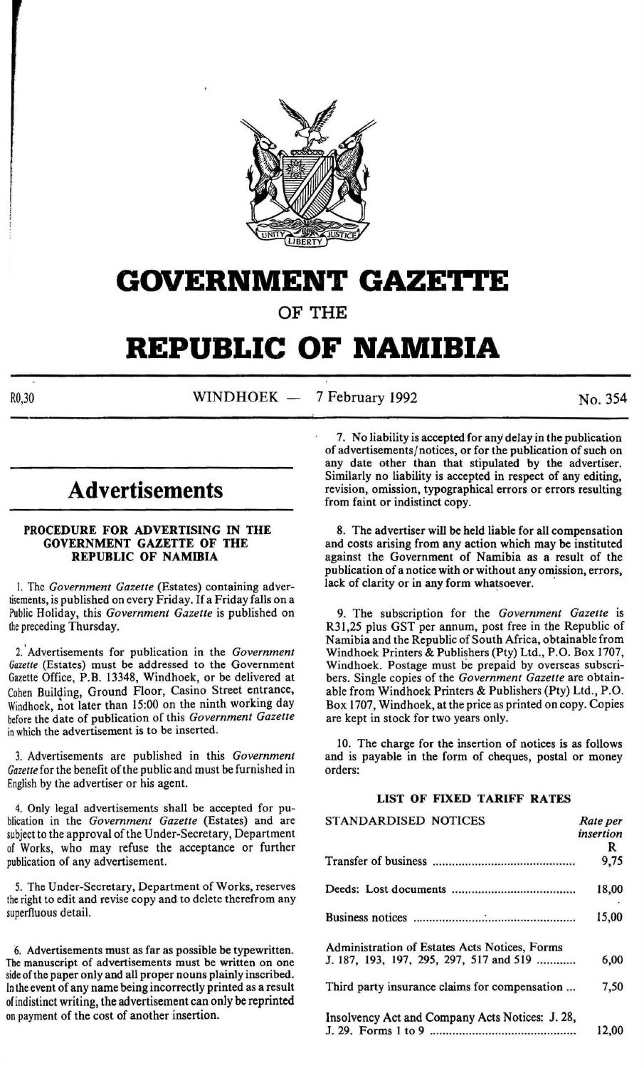# GOVERNMENT GAZETTE

## OF THE

# REPUBLIC OF NAMIBIA

R0,30 WINDHOEK — 7 February 1992 No. 354

## Advertisements

### PROCEDURE FOR ADVERTISING IN THE GOVERNMENT GAZETTE OF THE REPUBLIC OF NAMIBIA

1. The *Government Gazette* (Estates) containing advertisements, is published on every Friday. If a Friday falls on a Public Holiday, this *Government Gazette* is published on the preceding Thursday.

2. Advertisements for publication in the *Government Gazette* (Estates) must be addressed to the Government Gazette Office, P.B. 13348, Windhoek, or be delivered at Cohen Building, Ground Floor, Casino Street entrance, Windhoek, not later than 15:00 on the ninth working day before the date of publication of this *Government Gazette* in which the advertisement is to be inserted.

3. Advertisements are published in this *Government Gazette* for the benefit of the public and must be furnished in English by the advertiser or his agent.

4. Only legal advertisements shall be accepted for publication in the *Government Gazette* (Estates) and are subject to the approval of the Under-Secretary, Department of Works, who may refuse the acceptance or further publication of any advertisement.

5. The Under-Secretary, Department of Works, reserves the right to edit and revise copy and to delete therefrom any superfluous detail.

6. Advertisements must as far as possible be typewritten. The manuscript of advertisements must be written on one side of the paper only and all proper nouns plainly inscribed. In the event of any name being incorrectly printed as a result of indistinct writing, the advertisement can only be reprinted on payment of the cost of another insertion.

7. No liability is accepted for any delay in the publication of advertisements/notices, or for the publication of such on any date other than that stipulated by the advertiser. Similarly no liability is accepted in respect of any editing, revision, omission, typographical errors or errors resulting from faint or indistinct copy.

8. The advertiser will be held liable for all compensation and costs arising from any action which may be instituted against the Government of Namibia as a result of the publication of a notice with or without any omission, errors, lack of clarity or in any form whatsoever.

9. The subscription for the *Government Gazette* is R31,25 plus GST per annum, post free in the Republic of Namibia and the Republic of South Africa, obtainable from Windhoek Printers & Publishers (Pty) Ltd., P.O. Box 1707, Windhoek. Postage must be prepaid by overseas subscribers. Single copies of the *Government Gazette* are obtainable from Windhoek Printers & Publishers (Pty) Ltd., P.O. Box 1707, Windhoek, at the price as printed on copy. Copies are kept in stock for two years only.

10. The charge for the insertion of notices is as follows and is payable in the form of cheques, postal or money orders:

### LIST OF FIXED TARIFF RATES

| STANDARDISED NOTICES | *Rate per insertion* R |
|---|---|
| Transfer of business | 9,75 |
| Deeds: Lost documents | 18,00 |
| Business notices | 15,00 |
| Administration of Estates Acts Notices, Forms J. 187, 193, 197, 295, 297, 517 and 519 | 6,00 |
| Third party insurance claims for compensation | 7,50 |
| Insolvency Act and Company Acts Notices: J. 28, J. 29. Forms 1 to 9 | 12,00 |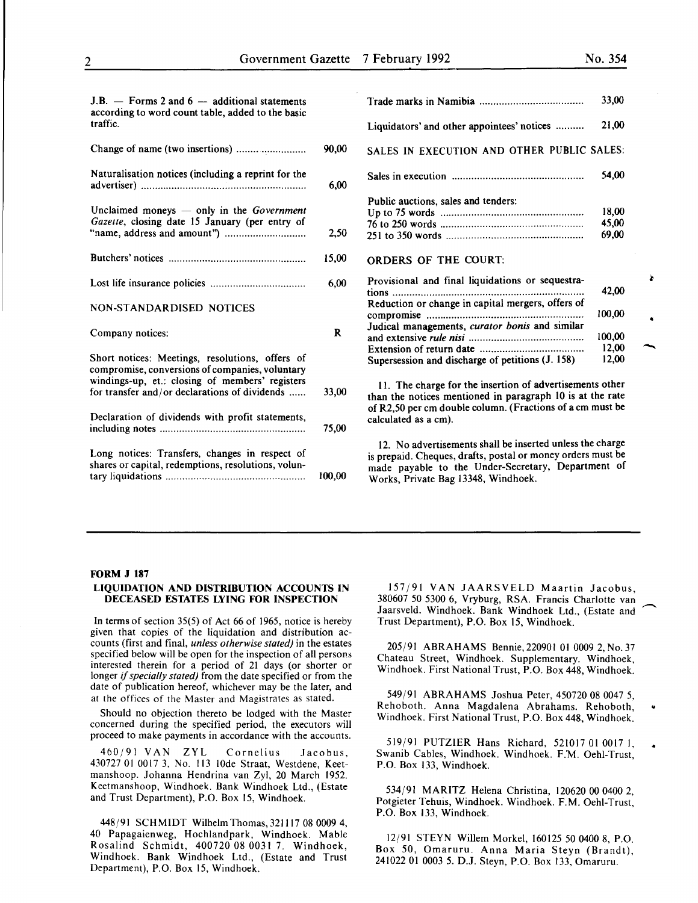| | |
|---|---|
| J.B. — Forms 2 and 6 — additional statements according to word count table, added to the basic traffic. | |
| Change of name (two insertions) | 90,00 |
| Naturalisation notices (including a reprint for the advertiser) | 6,00 |
| Unclaimed moneys — only in the *Government Gazette*, closing date 15 January (per entry of "name, address and amount") | 2,50 |
| Butchers' notices | 15,00 |
| Lost life insurance policies | 6,00 |

NON-STANDARDISED NOTICES

| | |
|---|---|
| Company notices: | R |
| Short notices: Meetings, resolutions, offers of compromise, conversions of companies, voluntary windings-up, et.: closing of members' registers for transfer and/or declarations of dividends | 33,00 |
| Declaration of dividends with profit statements, including notes | 75,00 |
| Long notices: Transfers, changes in respect of shares or capital, redemptions, resolutions, voluntary liquidations | 100,00 |
| Trade marks in Namibia | 33,00 |
| Liquidators' and other appointees' notices | 21,00 |

SALES IN EXECUTION AND OTHER PUBLIC SALES:

| | |
|---|---|
| Sales in execution | 54,00 |
| Public auctions, sales and tenders: | |
| Up to 75 words | 18,00 |
| 76 to 250 words | 45,00 |
| 251 to 350 words | 69,00 |

ORDERS OF THE COURT:

| | |
|---|---|
| Provisional and final liquidations or sequestrations | 42,00 |
| Reduction or change in capital mergers, offers of compromise | 100,00 |
| Judical managements, *curator bonis* and similar and extensive *rule nisi* | 100,00 |
| Extension of return date | 12,00 |
| Supersession and discharge of petitions (J. 158) | 12,00 |

11. The charge for the insertion of advertisements other than the notices mentioned in paragraph 10 is at the rate of R2,50 per cm double column. (Fractions of a cm must be calculated as a cm).

12. No advertisements shall be inserted unless the charge is prepaid. Cheques, drafts, postal or money orders must be made payable to the Under-Secretary, Department of Works, Private Bag 13348, Windhoek.

---

**FORM J 187**

**LIQUIDATION AND DISTRIBUTION ACCOUNTS IN DECEASED ESTATES LYING FOR INSPECTION**

In terms of section 35(5) of Act 66 of 1965, notice is hereby given that copies of the liquidation and distribution accounts (first and final, *unless otherwise stated)* in the estates specified below will be open for the inspection of all persons interested therein for a period of 21 days (or shorter or longer *if specially stated)* from the date specified or from the date of publication hereof, whichever may be the later, and at the offices of the Master and Magistrates as stated.

Should no objection thereto be lodged with the Master concerned during the specified period, the executors will proceed to make payments in accordance with the accounts.

460/91 VAN ZYL Cornelius Jacobus, 430727 01 0017 3, No. 113 10de Straat, Westdene, Keetmanshoop. Johanna Hendrina van Zyl, 20 March 1952. Keetmanshoop, Windhoek. Bank Windhoek Ltd., (Estate and Trust Department), P.O. Box 15, Windhoek.

448/91 SCHMIDT Wilhelm Thomas, 321117 08 0009 4, 40 Papagaienweg, Hochlandpark, Windhoek. Mable Rosalind Schmidt, 400720 08 0031 7. Windhoek, Windhoek. Bank Windhoek Ltd., (Estate and Trust Department), P.O. Box 15, Windhoek.

157/91 VAN JAARSVELD Maartin Jacobus, 380607 50 5300 6, Vryburg, RSA. Francis Charlotte van Jaarsveld. Windhoek. Bank Windhoek Ltd., (Estate and Trust Department), P.O. Box 15, Windhoek.

205/91 ABRAHAMS Bennie, 220901 01 0009 2, No. 37 Chateau Street, Windhoek. Supplementary. Windhoek, Windhoek. First National Trust, P.O. Box 448, Windhoek.

549/91 ABRAHAMS Joshua Peter, 450720 08 0047 5, Rehoboth. Anna Magdalena Abrahams. Rehoboth, Windhoek. First National Trust, P.O. Box 448, Windhoek.

519/91 PUTZIER Hans Richard, 521017 01 0017 1, Swanib Cables, Windhoek. Windhoek. F.M. Oehl-Trust, P.O. Box 133, Windhoek.

534/91 MARITZ Helena Christina, 120620 00 0400 2, Potgieter Tehuis, Windhoek. Windhoek. F.M. Oehl-Trust, P.O. Box 133, Windhoek.

12/91 STEYN Willem Morkel, 160125 50 0400 8, P.O. Box 50, Omaruru. Anna Maria Steyn (Brandt), 241022 01 0003 5. D.J. Steyn, P.O. Box 133, Omaruru.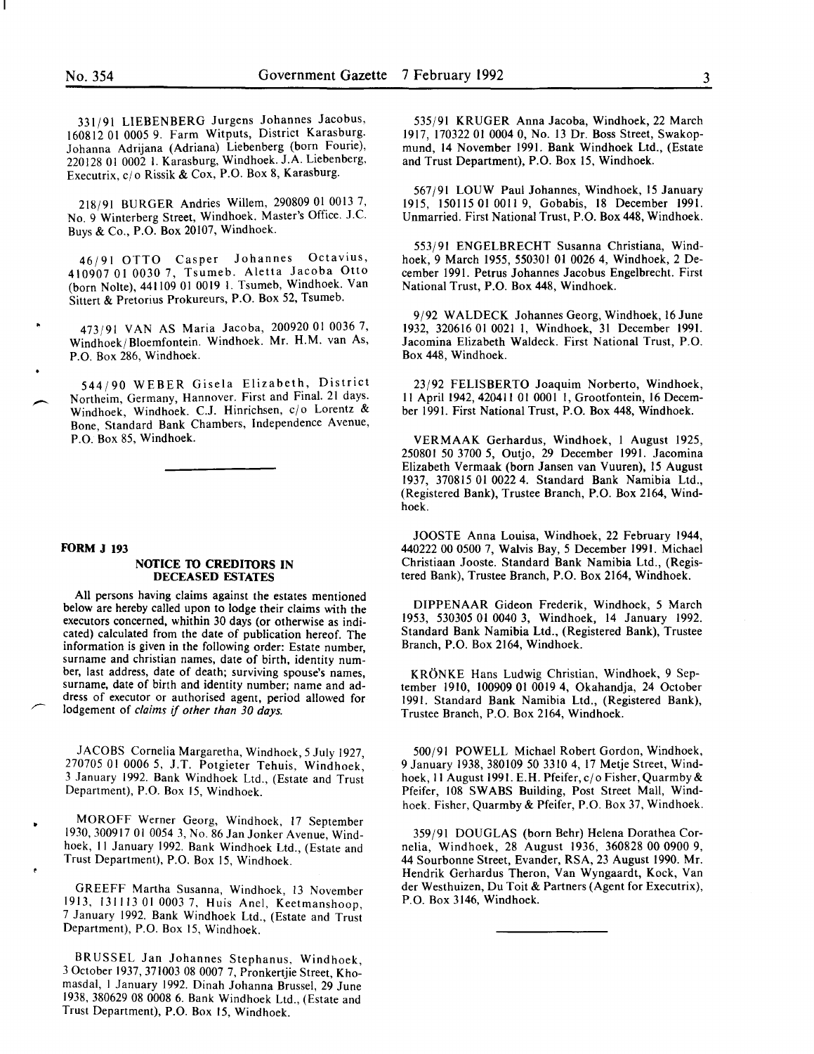331/91 LIEBENBERG Jurgens Johannes Jacobus, 160812 01 0005 9. Farm Witputs, District Karasburg. Johanna Adrijana (Adriana) Liebenberg (born Fourie), 220128 01 0002 1. Karasburg, Windhoek. J.A. Liebenberg, Executrix, c/o Rissik & Cox, P.O. Box 8, Karasburg.

218/91 BURGER Andries Willem, 290809 01 0013 7, No. 9 Winterberg Street, Windhoek. Master's Office. J.C. Buys & Co., P.O. Box 20107, Windhoek.

46/91 OTTO Casper Johannes Octavius, 410907 01 0030 7, Tsumeb. Aletta Jacoba Otto (born Nolte), 441109 01 0019 1. Tsumeb, Windhoek. Van Sittert & Pretorius Prokureurs, P.O. Box 52, Tsumeb.

473/91 VAN AS Maria Jacoba, 200920 01 0036 7, Windhoek/Bloemfontein. Windhoek. Mr. H.M. van As, P.O. Box 286, Windhoek.

544/90 WEBER Gisela Elizabeth, District Northeim, Germany, Hannover. First and Final. 21 days. Windhoek, Windhoek. C.J. Hinrichsen, c/o Lorentz & Bone, Standard Bank Chambers, Independence Avenue, P.O. Box 85, Windhoek.

---

**FORM J 193**

## NOTICE TO CREDITORS IN DECEASED ESTATES

All persons having claims against the estates mentioned below are hereby called upon to lodge their claims with the executors concerned, whithin 30 days (or otherwise as indicated) calculated from the date of publication hereof. The information is given in the following order: Estate number, surname and christian names, date of birth, identity number, last address, date of death; surviving spouse's names, surname, date of birth and identity number; name and address of executor or authorised agent, period allowed for lodgement of *claims if other than 30 days.*

JACOBS Cornelia Margaretha, Windhoek, 5 July 1927, 270705 01 0006 5, J.T. Potgieter Tehuis, Windhoek, 3 January 1992. Bank Windhoek Ltd., (Estate and Trust Department), P.O. Box 15, Windhoek.

MOROFF Werner Georg, Windhoek, 17 September 1930, 300917 01 0054 3, No. 86 Jan Jonker Avenue, Windhoek, 11 January 1992. Bank Windhoek Ltd., (Estate and Trust Department), P.O. Box 15, Windhoek.

GREEFF Martha Susanna, Windhoek, 13 November 1913, 131113 01 0003 7, Huis Anel, Keetmanshoop, 7 January 1992. Bank Windhoek Ltd., (Estate and Trust Department), P.O. Box 15, Windhoek.

BRUSSEL Jan Johannes Stephanus, Windhoek, 3 October 1937, 371003 08 0007 7, Pronkertjie Street, Khomasdal, 1 January 1992. Dinah Johanna Brussel, 29 June 1938, 380629 08 0008 6. Bank Windhoek Ltd., (Estate and Trust Department), P.O. Box 15, Windhoek.

535/91 KRUGER Anna Jacoba, Windhoek, 22 March 1917, 170322 01 0004 0, No. 13 Dr. Boss Street, Swakopmund, 14 November 1991. Bank Windhoek Ltd., (Estate and Trust Department), P.O. Box 15, Windhoek.

567/91 LOUW Paul Johannes, Windhoek, 15 January 1915, 150115 01 0011 9, Gobabis, 18 December 1991. Unmarried. First National Trust, P.O. Box 448, Windhoek.

553/91 ENGELBRECHT Susanna Christiana, Windhoek, 9 March 1955, 550301 01 0026 4, Windhoek, 2 December 1991. Petrus Johannes Jacobus Engelbrecht. First National Trust, P.O. Box 448, Windhoek.

9/92 WALDECK Johannes Georg, Windhoek, 16 June 1932, 320616 01 0021 1, Windhoek, 31 December 1991. Jacomina Elizabeth Waldeck. First National Trust, P.O. Box 448, Windhoek.

23/92 FELISBERTO Joaquim Norberto, Windhoek, 11 April 1942, 420411 01 0001 1, Grootfontein, 16 December 1991. First National Trust, P.O. Box 448, Windhoek.

VERMAAK Gerhardus, Windhoek, 1 August 1925, 250801 50 3700 5, Outjo, 29 December 1991. Jacomina Elizabeth Vermaak (born Jansen van Vuuren), 15 August 1937, 370815 01 0022 4. Standard Bank Namibia Ltd., (Registered Bank), Trustee Branch, P.O. Box 2164, Windhoek.

JOOSTE Anna Louisa, Windhoek, 22 February 1944, 440222 00 0500 7, Walvis Bay, 5 December 1991. Michael Christiaan Jooste. Standard Bank Namibia Ltd., (Registered Bank), Trustee Branch, P.O. Box 2164, Windhoek.

DIPPENAAR Gideon Frederik, Windhoek, 5 March 1953, 530305 01 0040 3, Windhoek, 14 January 1992. Standard Bank Namibia Ltd., (Registered Bank), Trustee Branch, P.O. Box 2164, Windhoek.

KRÖNKE Hans Ludwig Christian, Windhoek, 9 September 1910, 100909 01 0019 4, Okahandja, 24 October 1991. Standard Bank Namibia Ltd., (Registered Bank), Trustee Branch, P.O. Box 2164, Windhoek.

500/91 POWELL Michael Robert Gordon, Windhoek, 9 January 1938, 380109 50 3310 4, 17 Metje Street, Windhoek, 11 August 1991. E.H. Pfeifer, c/o Fisher, Quarmby & Pfeifer, 108 SWABS Building, Post Street Mall, Windhoek. Fisher, Quarmby & Pfeifer, P.O. Box 37, Windhoek.

359/91 DOUGLAS (born Behr) Helena Dorathea Cornelia, Windhoek, 28 August 1936, 360828 00 0900 9, 44 Sourbonne Street, Evander, RSA, 23 August 1990. Mr. Hendrik Gerhardus Theron, Van Wyngaardt, Kock, Van der Westhuizen, Du Toit & Partners (Agent for Executrix), P.O. Box 3146, Windhoek.

---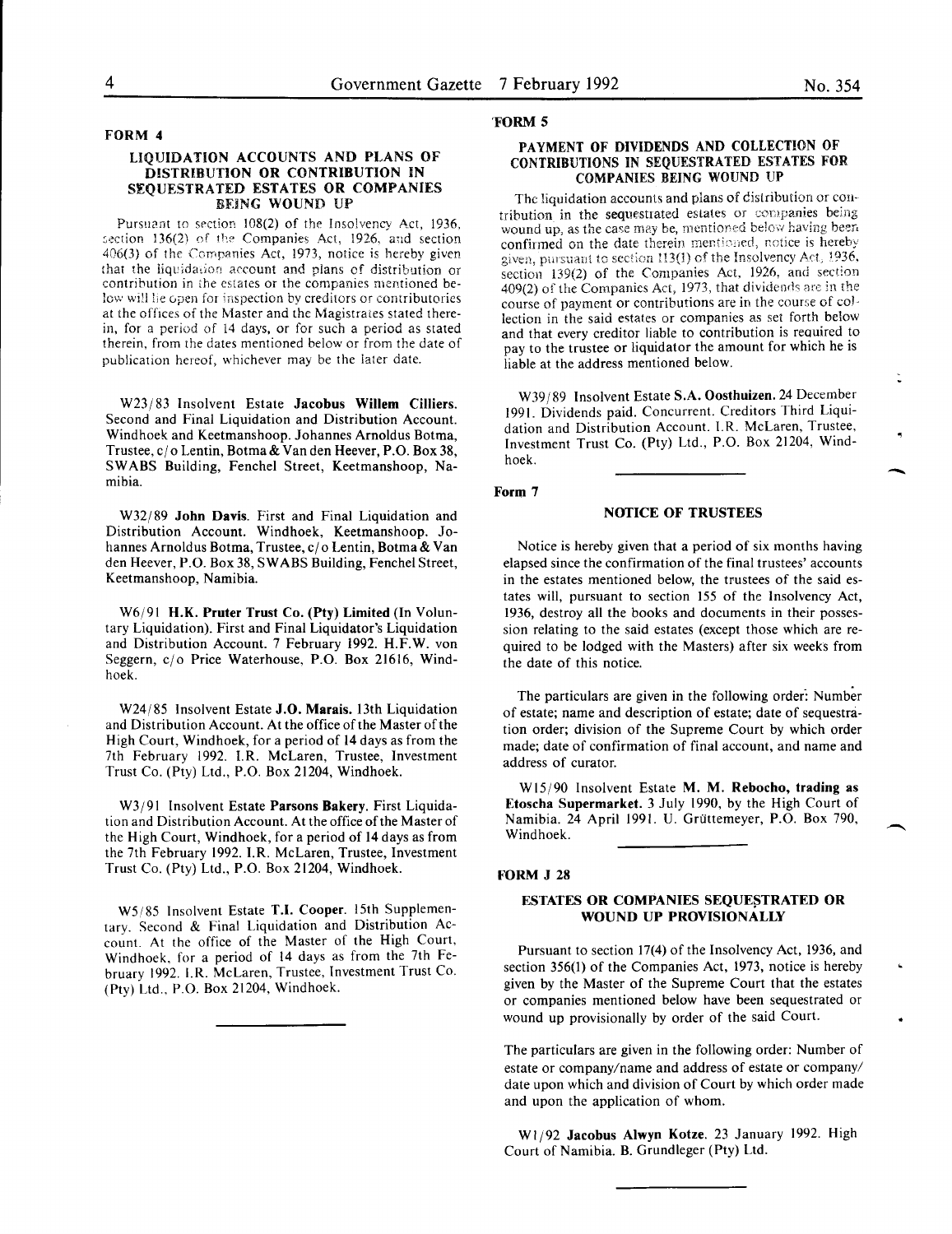## FORM 4

### LIQUIDATION ACCOUNTS AND PLANS OF DISTRIBUTION OR CONTRIBUTION IN SEQUESTRATED ESTATES OR COMPANIES BEING WOUND UP

Pursuant to section 108(2) of the Insolvency Act, 1936, section 136(2) of the Companies Act, 1926, and section 406(3) of the Companies Act, 1973, notice is hereby given that the liquidation account and plans of distribution or contribution in the estates or the companies mentioned below will lie open for inspection by creditors or contributories at the offices of the Master and the Magistrates stated therein, for a period of 14 days, or for such a period as stated therein, from the dates mentioned below or from the date of publication hereof, whichever may be the later date.

W23/83 Insolvent Estate **Jacobus Willem Cilliers.** Second and Final Liquidation and Distribution Account. Windhoek and Keetmanshoop. Johannes Arnoldus Botma, Trustee, c/o Lentin, Botma & Van den Heever, P.O. Box 38, SWABS Building, Fenchel Street, Keetmanshoop, Namibia.

W32/89 **John Davis.** First and Final Liquidation and Distribution Account. Windhoek, Keetmanshoop. Johannes Arnoldus Botma, Trustee, c/o Lentin, Botma & Van den Heever, P.O. Box 38, SWABS Building, Fenchel Street, Keetmanshoop, Namibia.

W6/91 **H.K. Pruter Trust Co. (Pty) Limited** (In Voluntary Liquidation). First and Final Liquidator's Liquidation and Distribution Account. 7 February 1992. H.F.W. von Seggern, c/o Price Waterhouse, P.O. Box 21616, Windhoek.

W24/85 Insolvent Estate **J.O. Marais.** 13th Liquidation and Distribution Account. At the office of the Master of the High Court, Windhoek, for a period of 14 days as from the 7th February 1992. I.R. McLaren, Trustee, Investment Trust Co. (Pty) Ltd., P.O. Box 21204, Windhoek.

W3/91 Insolvent Estate **Parsons Bakery.** First Liquidation and Distribution Account. At the office of the Master of the High Court, Windhoek, for a period of 14 days as from the 7th February 1992. I.R. McLaren, Trustee, Investment Trust Co. (Pty) Ltd., P.O. Box 21204, Windhoek.

W5/85 Insolvent Estate **T.I. Cooper.** 15th Supplementary. Second & Final Liquidation and Distribution Account. At the office of the Master of the High Court, Windhoek, for a period of 14 days as from the 7th February 1992. I.R. McLaren, Trustee, Investment Trust Co. (Pty) Ltd., P.O. Box 21204, Windhoek.

## FORM 5

### PAYMENT OF DIVIDENDS AND COLLECTION OF CONTRIBUTIONS IN SEQUESTRATED ESTATES FOR COMPANIES BEING WOUND UP

The liquidation accounts and plans of distribution or contribution in the sequestrated estates or companies being wound up, as the case may be, mentioned below having been confirmed on the date therein mentioned, notice is hereby given, pursuant to section 113(1) of the Insolvency Act, 1936, section 139(2) of the Companies Act, 1926, and section 409(2) of the Companies Act, 1973, that dividends are in the course of payment or contributions are in the course of collection in the said estates or companies as set forth below and that every creditor liable to contribution is required to pay to the trustee or liquidator the amount for which he is liable at the address mentioned below.

W39/89 Insolvent Estate **S.A. Oosthuizen.** 24 December 1991. Dividends paid. Concurrent. Creditors Third Liquidation and Distribution Account. I.R. McLaren, Trustee, Investment Trust Co. (Pty) Ltd., P.O. Box 21204, Windhoek.

## Form 7

### NOTICE OF TRUSTEES

Notice is hereby given that a period of six months having elapsed since the confirmation of the final trustees' accounts in the estates mentioned below, the trustees of the said estates will, pursuant to section 155 of the Insolvency Act, 1936, destroy all the books and documents in their possession relating to the said estates (except those which are required to be lodged with the Masters) after six weeks from the date of this notice.

The particulars are given in the following order: Number of estate; name and description of estate; date of sequestration order; division of the Supreme Court by which order made; date of confirmation of final account, and name and address of curator.

W15/90 Insolvent Estate **M. M. Rebocho, trading as Etoscha Supermarket.** 3 July 1990, by the High Court of Namibia. 24 April 1991. U. Grüttemeyer, P.O. Box 790, Windhoek.

## FORM J 28

### ESTATES OR COMPANIES SEQUESTRATED OR WOUND UP PROVISIONALLY

Pursuant to section 17(4) of the Insolvency Act, 1936, and section 356(1) of the Companies Act, 1973, notice is hereby given by the Master of the Supreme Court that the estates or companies mentioned below have been sequestrated or wound up provisionally by order of the said Court.

The particulars are given in the following order: Number of estate or company/name and address of estate or company/date upon which and division of Court by which order made and upon the application of whom.

W1/92 **Jacobus Alwyn Kotze.** 23 January 1992. High Court of Namibia. B. Grundleger (Pty) Ltd.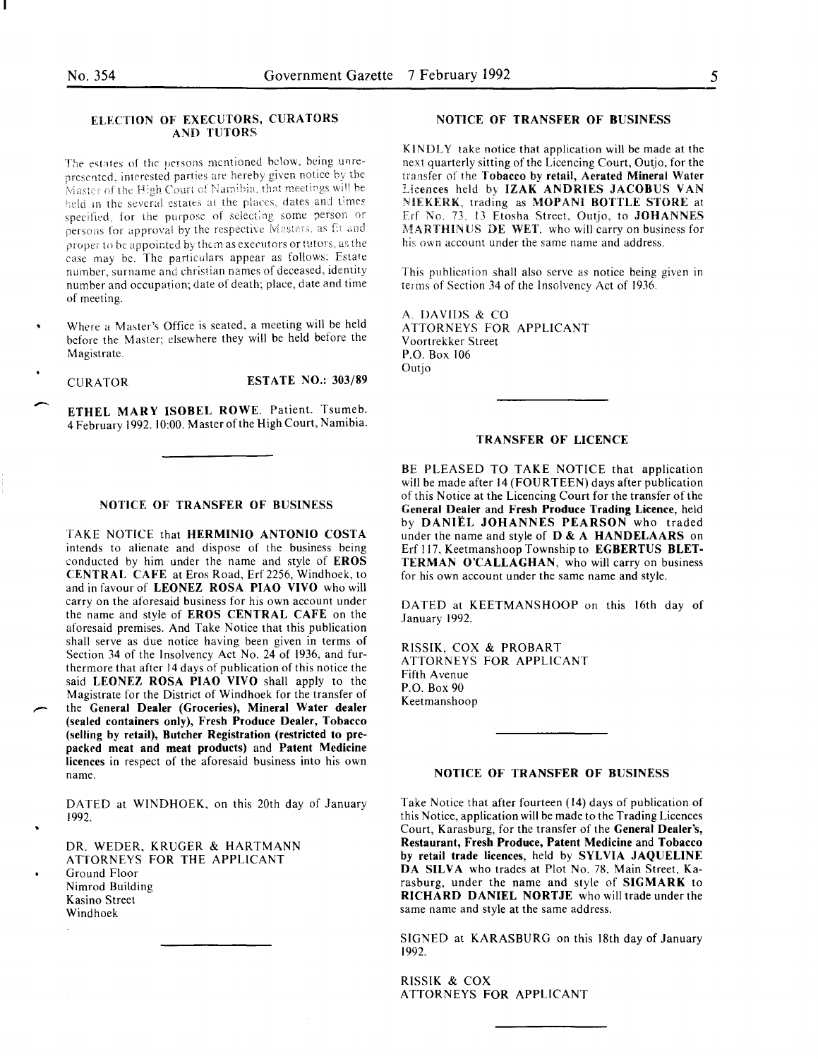## ELECTION OF EXECUTORS, CURATORS AND TUTORS

The estates of the persons mentioned below, being unrepresented, interested parties are hereby given notice by the Master of the High Court of Namibia, that meetings will be held in the several estates at the places, dates and times specified, for the purpose of selecting some person or persons for approval by the respective Masters, as fit and proper to be appointed by them as executors or tutors, as the case may be. The particulars appear as follows: Estate number, surname and christian names of deceased, identity number and occupation; date of death; place, date and time of meeting.

Where a Master's Office is seated, a meeting will be held before the Master; elsewhere they will be held before the Magistrate.

CURATOR **ESTATE NO.: 303/89**

**ETHEL MARY ISOBEL ROWE**. Patient. Tsumeb. 4 February 1992. 10:00. Master of the High Court, Namibia.

---

## NOTICE OF TRANSFER OF BUSINESS

TAKE NOTICE that **HERMINIO ANTONIO COSTA** intends to alienate and dispose of the business being conducted by him under the name and style of **EROS CENTRAL CAFE** at Eros Road, Erf 2256, Windhoek, to and in favour of **LEONEZ ROSA PIAO VIVO** who will carry on the aforesaid business for his own account under the name and style of **EROS CENTRAL CAFE** on the aforesaid premises. And Take Notice that this publication shall serve as due notice having been given in terms of Section 34 of the Insolvency Act No. 24 of 1936, and furthermore that after 14 days of publication of this notice the said **LEONEZ ROSA PIAO VIVO** shall apply to the Magistrate for the District of Windhoek for the transfer of the **General Dealer (Groceries), Mineral Water dealer (sealed containers only), Fresh Produce Dealer, Tobacco (selling by retail), Butcher Registration (restricted to prepacked meat and meat products)** and **Patent Medicine licences** in respect of the aforesaid business into his own name.

DATED at WINDHOEK, on this 20th day of January 1992.

DR. WEDER, KRUGER & HARTMANN
ATTORNEYS FOR THE APPLICANT
Ground Floor
Nimrod Building
Kasino Street
Windhoek

---

## NOTICE OF TRANSFER OF BUSINESS

KINDLY take notice that application will be made at the next quarterly sitting of the Licencing Court, Outjo, for the transfer of the **Tobacco by retail, Aerated Mineral Water Licences** held by **IZAK ANDRIES JACOBUS VAN NIEKERK**, trading as **MOPANI BOTTLE STORE** at Erf No. 73, 13 Etosha Street, Outjo, to **JOHANNES MARTHINUS DE WET**, who will carry on business for his own account under the same name and address.

This publication shall also serve as notice being given in terms of Section 34 of the Insolvency Act of 1936.

A. DAVIDS & CO
ATTORNEYS FOR APPLICANT
Voortrekker Street
P.O. Box 106
Outjo

---

## TRANSFER OF LICENCE

BE PLEASED TO TAKE NOTICE that application will be made after 14 (FOURTEEN) days after publication of this Notice at the Licencing Court for the transfer of the **General Dealer** and **Fresh Produce Trading Licence**, held by **DANIËL JOHANNES PEARSON** who traded under the name and style of **D & A HANDELAARS** on Erf 117, Keetmanshoop Township to **EGBERTUS BLETTERMAN O'CALLAGHAN**, who will carry on business for his own account under the same name and style.

DATED at KEETMANSHOOP on this 16th day of January 1992.

RISSIK, COX & PROBART
ATTORNEYS FOR APPLICANT
Fifth Avenue
P.O. Box 90
Keetmanshoop

---

## NOTICE OF TRANSFER OF BUSINESS

Take Notice that after fourteen (14) days of publication of this Notice, application will be made to the Trading Licences Court, Karasburg, for the transfer of the **General Dealer's, Restaurant, Fresh Produce, Patent Medicine** and **Tobacco by retail trade licences**, held by **SYLVIA JAQUELINE DA SILVA** who trades at Plot No. 78, Main Street, Karasburg, under the name and style of **SIGMARK** to **RICHARD DANIEL NORTJE** who will trade under the same name and style at the same address.

SIGNED at KARASBURG on this 18th day of January 1992.

RISSIK & COX
ATTORNEYS FOR APPLICANT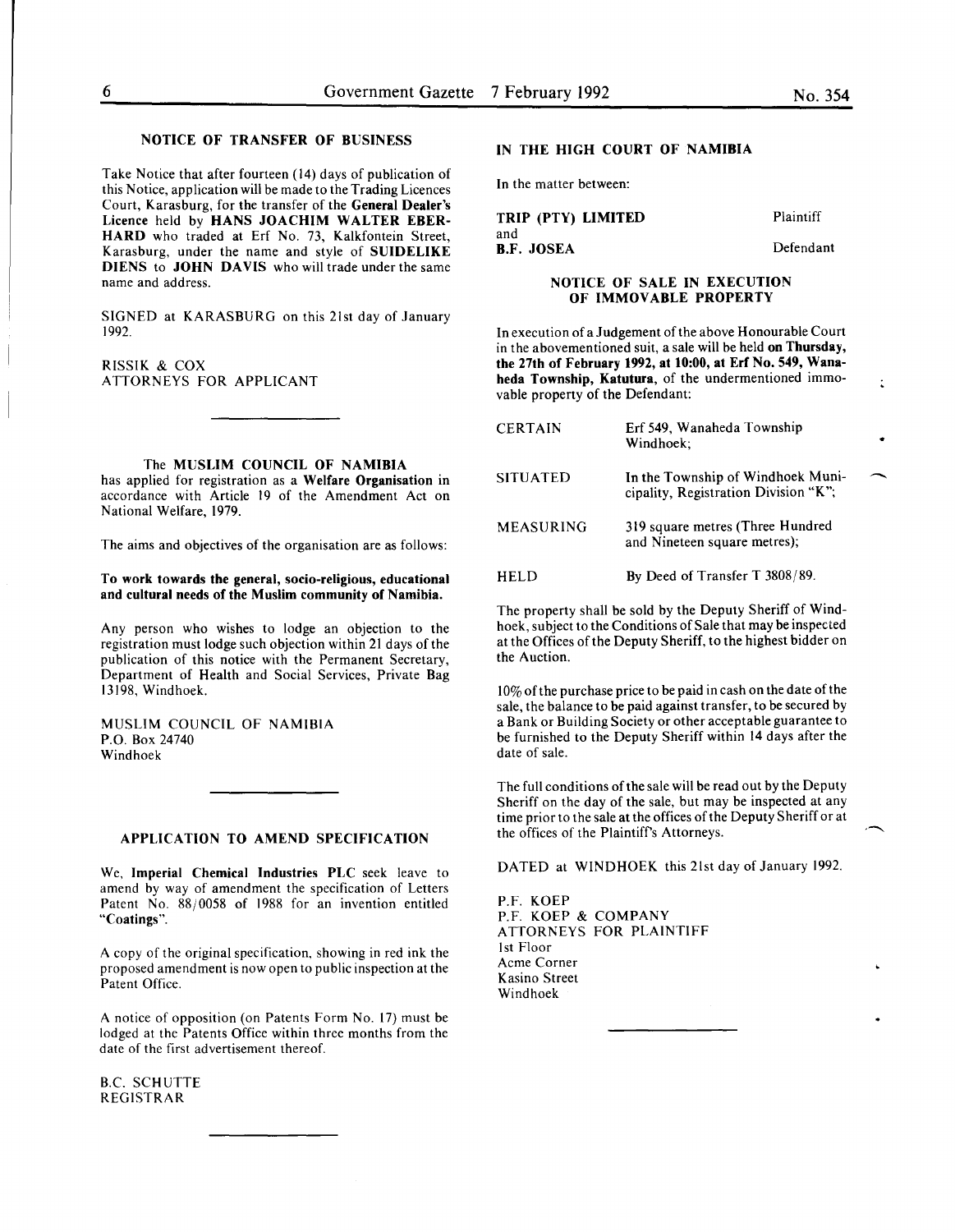## NOTICE OF TRANSFER OF BUSINESS

Take Notice that after fourteen (14) days of publication of this Notice, application will be made to the Trading Licences Court, Karasburg, for the transfer of the **General Dealer's Licence** held by **HANS JOACHIM WALTER EBERHARD** who traded at Erf No. 73, Kalkfontein Street, Karasburg, under the name and style of **SUIDELIKE DIENS** to **JOHN DAVIS** who will trade under the same name and address.

SIGNED at KARASBURG on this 21st day of January 1992.

RISSIK & COX
ATTORNEYS FOR APPLICANT

---

The **MUSLIM COUNCIL OF NAMIBIA** has applied for registration as a **Welfare Organisation** in accordance with Article 19 of the Amendment Act on National Welfare, 1979.

The aims and objectives of the organisation are as follows:

**To work towards the general, socio-religious, educational and cultural needs of the Muslim community of Namibia.**

Any person who wishes to lodge an objection to the registration must lodge such objection within 21 days of the publication of this notice with the Permanent Secretary, Department of Health and Social Services, Private Bag 13198, Windhoek.

MUSLIM COUNCIL OF NAMIBIA
P.O. Box 24740
Windhoek

---

## APPLICATION TO AMEND SPECIFICATION

We, **Imperial Chemical Industries PLC** seek leave to amend by way of amendment the specification of Letters Patent No. 88/0058 of 1988 for an invention entitled **"Coatings"**.

A copy of the original specification, showing in red ink the proposed amendment is now open to public inspection at the Patent Office.

A notice of opposition (on Patents Form No. 17) must be lodged at the Patents Office within three months from the date of the first advertisement thereof.

B.C. SCHUTTE
REGISTRAR

---

## IN THE HIGH COURT OF NAMIBIA

In the matter between:

**TRIP (PTY) LIMITED** — Plaintiff
and
**B.F. JOSEA** — Defendant

### NOTICE OF SALE IN EXECUTION OF IMMOVABLE PROPERTY

In execution of a Judgement of the above Honourable Court in the abovementioned suit, a sale will be held **on Thursday, the 27th of February 1992, at 10:00, at Erf No. 549, Wanaheda Township, Katutura**, of the undermentioned immovable property of the Defendant:

| | |
|---|---|
| CERTAIN | Erf 549, Wanaheda Township Windhoek; |
| SITUATED | In the Township of Windhoek Municipality, Registration Division "K"; |
| MEASURING | 319 square metres (Three Hundred and Nineteen square metres); |
| HELD | By Deed of Transfer T 3808/89. |

The property shall be sold by the Deputy Sheriff of Windhoek, subject to the Conditions of Sale that may be inspected at the Offices of the Deputy Sheriff, to the highest bidder on the Auction.

10% of the purchase price to be paid in cash on the date of the sale, the balance to be paid against transfer, to be secured by a Bank or Building Society or other acceptable guarantee to be furnished to the Deputy Sheriff within 14 days after the date of sale.

The full conditions of the sale will be read out by the Deputy Sheriff on the day of the sale, but may be inspected at any time prior to the sale at the offices of the Deputy Sheriff or at the offices of the Plaintiff's Attorneys.

DATED at WINDHOEK this 21st day of January 1992.

P.F. KOEP
P.F. KOEP & COMPANY
ATTORNEYS FOR PLAINTIFF
1st Floor
Acme Corner
Kasino Street
Windhoek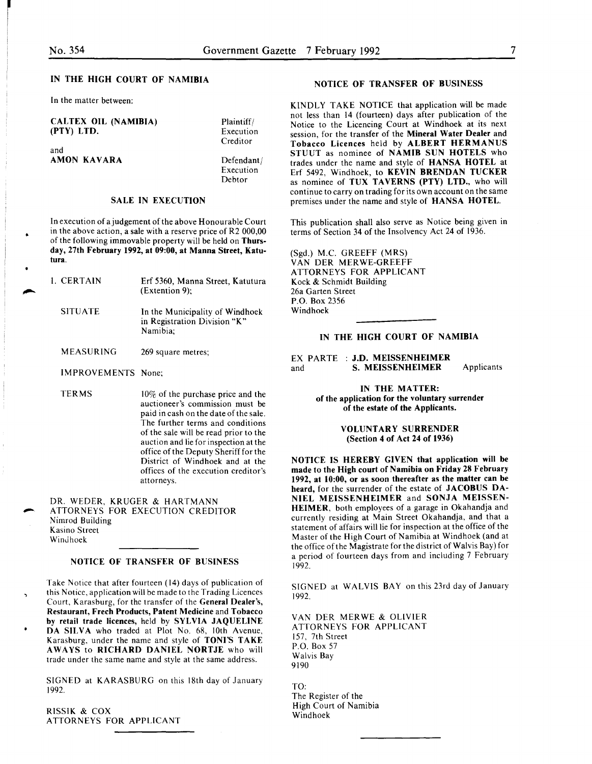## IN THE HIGH COURT OF NAMIBIA

In the matter between:

| | |
|---|---|
| **CALTEX OIL (NAMIBIA) (PTY) LTD.** | Plaintiff/ Execution Creditor |
| and | |
| **AMON KAVARA** | Defendant/ Execution Debtor |

### SALE IN EXECUTION

In execution of a judgement of the above Honourable Court in the above action, a sale with a reserve price of R2 000,00 of the following immovable property will be held on **Thursday, 27th February 1992, at 09:00, at Manna Street, Katutura**.

| | |
|---|---|
| 1. CERTAIN | Erf 5360, Manna Street, Katutura (Extention 9); |
| SITUATE | In the Municipality of Windhoek in Registration Division "K" Namibia; |
| MEASURING | 269 square metres; |
| IMPROVEMENTS | None; |
| TERMS | 10% of the purchase price and the auctioneer's commission must be paid in cash on the date of the sale. The further terms and conditions of the sale will be read prior to the auction and lie for inspection at the office of the Deputy Sheriff for the District of Windhoek and at the offices of the execution creditor's attorneys. |

DR. WEDER, KRUGER & HARTMANN
ATTORNEYS FOR EXECUTION CREDITOR
Nimrod Building
Kasino Street
Windhoek

---

### NOTICE OF TRANSFER OF BUSINESS

Take Notice that after fourteen (14) days of publication of this Notice, application will be made to the Trading Licences Court, Karasburg, for the transfer of the **General Dealer's, Restaurant, Frech Products, Patent Medicine** and **Tobacco by retail trade licences,** held by **SYLVIA JAQUELINE DA SILVA** who traded at Plot No. 68, 10th Avenue, Karasburg, under the name and style of **TONI'S TAKE AWAYS** to **RICHARD DANIEL NORTJE** who will trade under the same name and style at the same address.

SIGNED at KARASBURG on this 18th day of January 1992.

RISSIK & COX
ATTORNEYS FOR APPLICANT

---

### NOTICE OF TRANSFER OF BUSINESS

KINDLY TAKE NOTICE that application will be made not less than 14 (fourteen) days after publication of the Notice to the Licencing Court at Windhoek at its next session, for the transfer of the **Mineral Water Dealer** and **Tobacco Licences** held by **ALBERT HERMANUS STUUT** as nominee of **NAMIB SUN HOTELS** who trades under the name and style of **HANSA HOTEL** at Erf 5492, Windhoek, to **KEVIN BRENDAN TUCKER** as nominee of **TUX TAVERNS (PTY) LTD.,** who will continue to carry on trading for its own account on the same premises under the name and style of **HANSA HOTEL.**

This publication shall also serve as Notice being given in terms of Section 34 of the Insolvency Act 24 of 1936.

(Sgd.) M.C. GREEFF (MRS)
VAN DER MERWE-GREEFF
ATTORNEYS FOR APPLICANT
Kock & Schmidt Building
26a Garten Street
P.O. Box 2356
Windhoek

---

## IN THE HIGH COURT OF NAMIBIA

EX PARTE : **J.D. MEISSENHEIMER**
and **S. MEISSENHEIMER** Applicants

**IN THE MATTER:**
**of the application for the voluntary surrender of the estate of the Applicants.**

**VOLUNTARY SURRENDER**
**(Section 4 of Act 24 of 1936)**

**NOTICE IS HEREBY GIVEN that application will be made to the High court of Namibia on Friday 28 February 1992, at 10:00, or as soon thereafter as the matter can be heard,** for the surrender of the estate of **JACOBUS DANIEL MEISSENHEIMER** and **SONJA MEISSENHEIMER**, both employees of a garage in Okahandja and currently residing at Main Street Okahandja, and that a statement of affairs will lie for inspection at the office of the Master of the High Court of Namibia at Windhoek (and at the office of the Magistrate for the district of Walvis Bay) for a period of fourteen days from and including 7 February 1992.

SIGNED at WALVIS BAY on this 23rd day of January 1992.

VAN DER MERWE & OLIVIER
ATTORNEYS FOR APPLICANT
157, 7th Street
P.O. Box 57
Walvis Bay
9190

TO:
The Register of the
High Court of Namibia
Windhoek